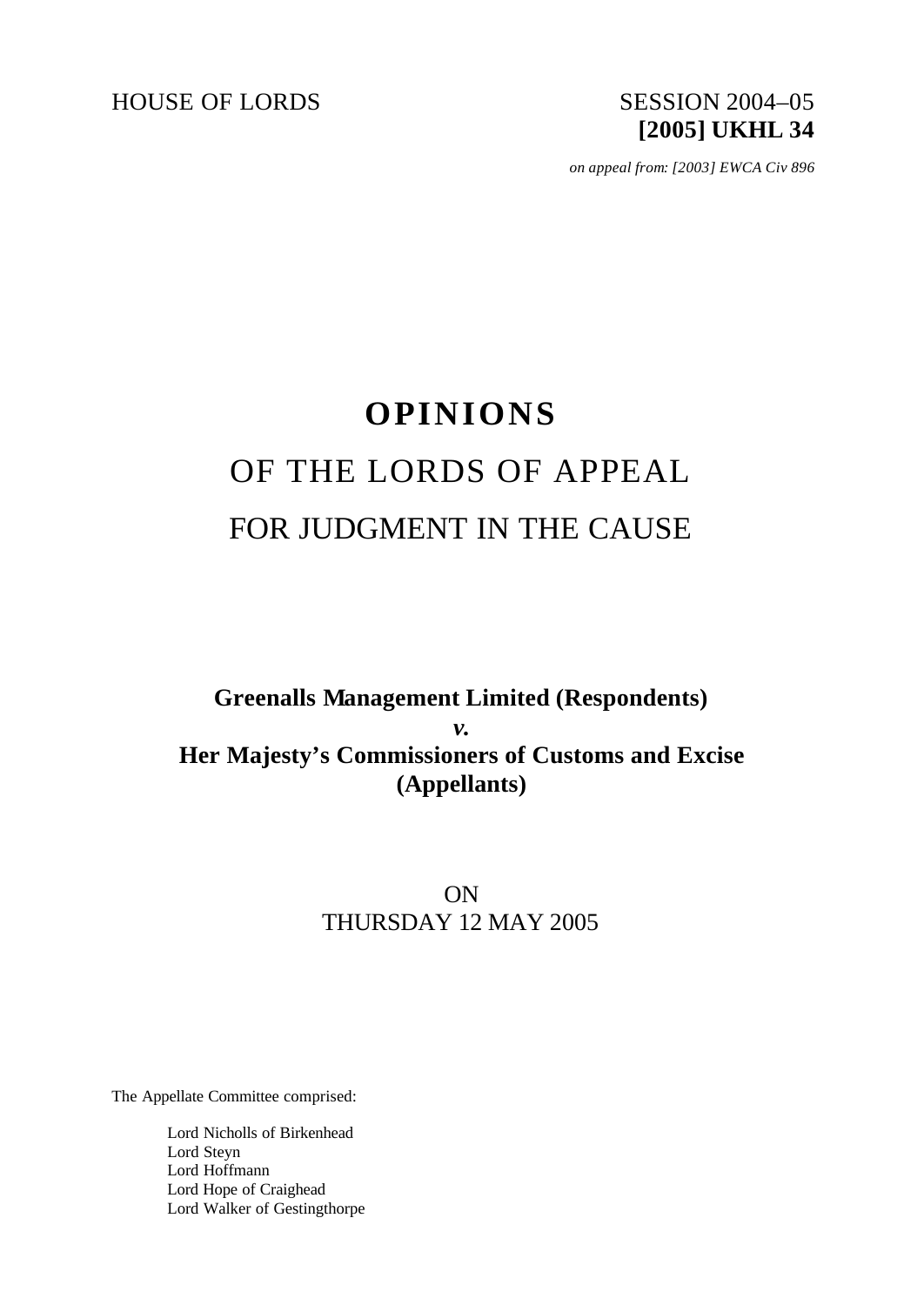HOUSE OF LORDS SESSION 2004–05

**[2005] UKHL 34**

*on appeal from: [2003] EWCA Civ 896*

# OPINIONS

## OF THE LORDS OF APPEAL

## FOR JUDGMENT IN THE CAUSE

**Greenalls Management Limited (Respondents)**

***v.***

**Her Majesty's Commissioners of Customs and Excise (Appellants)**

ON

THURSDAY 12 MAY 2005

The Appellate Committee comprised:

Lord Nicholls of Birkenhead
Lord Steyn
Lord Hoffmann
Lord Hope of Craighead
Lord Walker of Gestingthorpe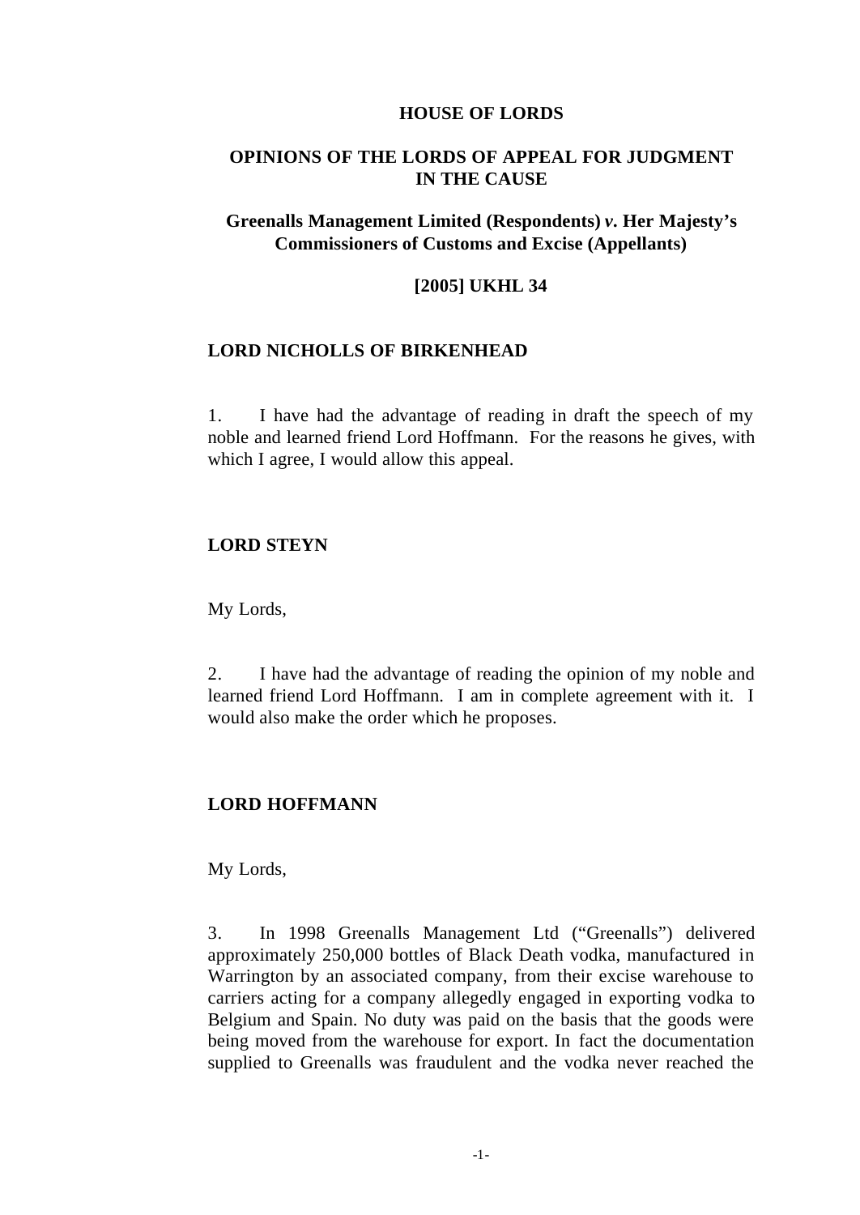**HOUSE OF LORDS**

**OPINIONS OF THE LORDS OF APPEAL FOR JUDGMENT IN THE CAUSE**

**Greenalls Management Limited (Respondents) *v.* Her Majesty's Commissioners of Customs and Excise (Appellants)**

**[2005] UKHL 34**

**LORD NICHOLLS OF BIRKENHEAD**

1. I have had the advantage of reading in draft the speech of my noble and learned friend Lord Hoffmann. For the reasons he gives, with which I agree, I would allow this appeal.

**LORD STEYN**

My Lords,

2. I have had the advantage of reading the opinion of my noble and learned friend Lord Hoffmann. I am in complete agreement with it. I would also make the order which he proposes.

**LORD HOFFMANN**

My Lords,

3. In 1998 Greenalls Management Ltd ("Greenalls") delivered approximately 250,000 bottles of Black Death vodka, manufactured in Warrington by an associated company, from their excise warehouse to carriers acting for a company allegedly engaged in exporting vodka to Belgium and Spain. No duty was paid on the basis that the goods were being moved from the warehouse for export. In fact the documentation supplied to Greenalls was fraudulent and the vodka never reached the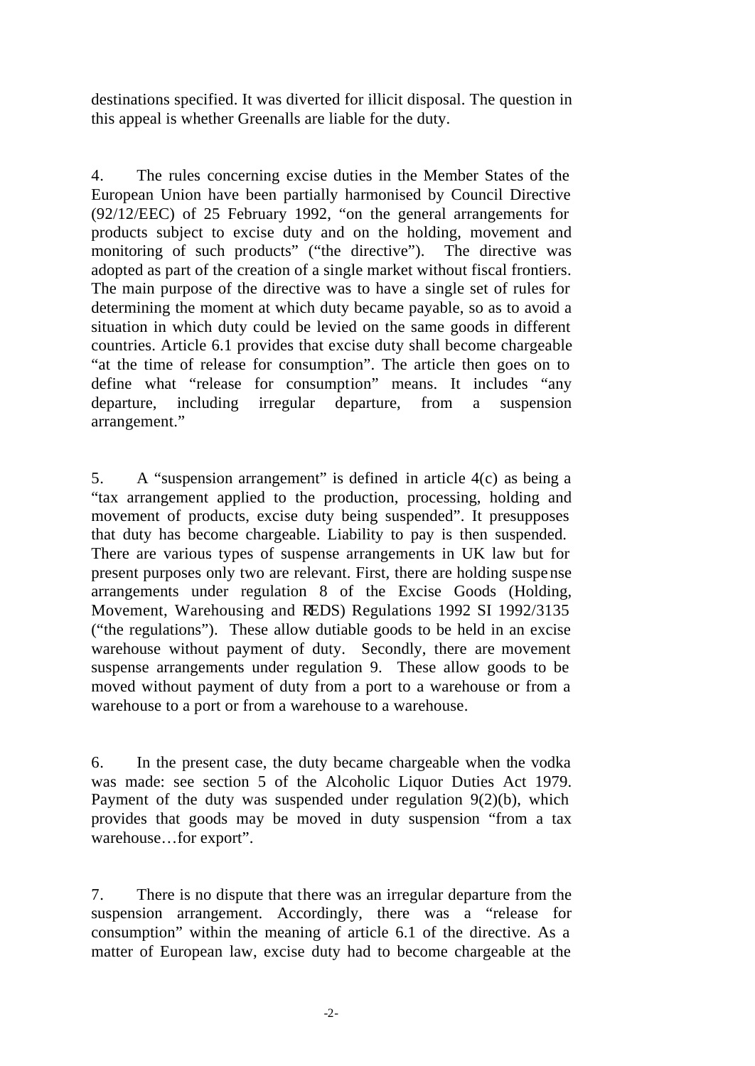destinations specified. It was diverted for illicit disposal. The question in this appeal is whether Greenalls are liable for the duty.

4. The rules concerning excise duties in the Member States of the European Union have been partially harmonised by Council Directive (92/12/EEC) of 25 February 1992, "on the general arrangements for products subject to excise duty and on the holding, movement and monitoring of such products" ("the directive"). The directive was adopted as part of the creation of a single market without fiscal frontiers. The main purpose of the directive was to have a single set of rules for determining the moment at which duty became payable, so as to avoid a situation in which duty could be levied on the same goods in different countries. Article 6.1 provides that excise duty shall become chargeable "at the time of release for consumption". The article then goes on to define what "release for consumption" means. It includes "any departure, including irregular departure, from a suspension arrangement."

5. A "suspension arrangement" is defined in article 4(c) as being a "tax arrangement applied to the production, processing, holding and movement of products, excise duty being suspended". It presupposes that duty has become chargeable. Liability to pay is then suspended. There are various types of suspense arrangements in UK law but for present purposes only two are relevant. First, there are holding suspense arrangements under regulation 8 of the Excise Goods (Holding, Movement, Warehousing and REDS) Regulations 1992 SI 1992/3135 ("the regulations"). These allow dutiable goods to be held in an excise warehouse without payment of duty. Secondly, there are movement suspense arrangements under regulation 9. These allow goods to be moved without payment of duty from a port to a warehouse or from a warehouse to a port or from a warehouse to a warehouse.

6. In the present case, the duty became chargeable when the vodka was made: see section 5 of the Alcoholic Liquor Duties Act 1979. Payment of the duty was suspended under regulation 9(2)(b), which provides that goods may be moved in duty suspension "from a tax warehouse…for export".

7. There is no dispute that there was an irregular departure from the suspension arrangement. Accordingly, there was a "release for consumption" within the meaning of article 6.1 of the directive. As a matter of European law, excise duty had to become chargeable at the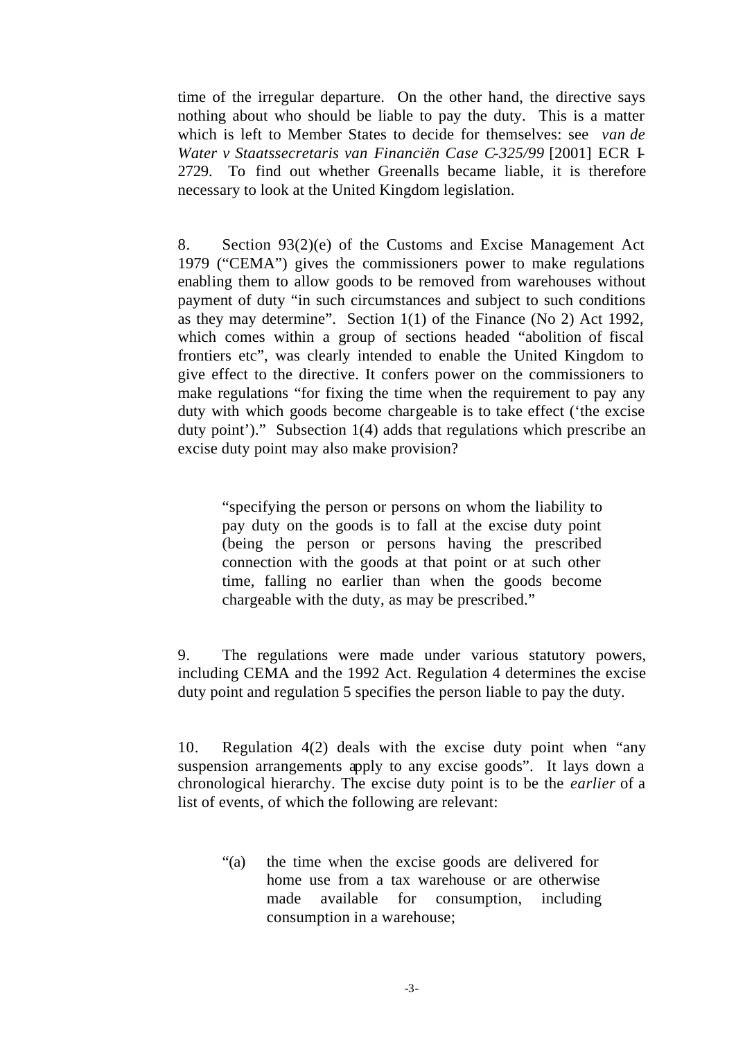time of the irregular departure. On the other hand, the directive says nothing about who should be liable to pay the duty. This is a matter which is left to Member States to decide for themselves: see *van de Water v Staatssecretaris van Financiën Case C-325/99* [2001] ECR I-2729. To find out whether Greenalls became liable, it is therefore necessary to look at the United Kingdom legislation.

8. Section 93(2)(e) of the Customs and Excise Management Act 1979 ("CEMA") gives the commissioners power to make regulations enabling them to allow goods to be removed from warehouses without payment of duty "in such circumstances and subject to such conditions as they may determine". Section 1(1) of the Finance (No 2) Act 1992, which comes within a group of sections headed "abolition of fiscal frontiers etc", was clearly intended to enable the United Kingdom to give effect to the directive. It confers power on the commissioners to make regulations "for fixing the time when the requirement to pay any duty with which goods become chargeable is to take effect ('the excise duty point')." Subsection 1(4) adds that regulations which prescribe an excise duty point may also make provision?

> "specifying the person or persons on whom the liability to pay duty on the goods is to fall at the excise duty point (being the person or persons having the prescribed connection with the goods at that point or at such other time, falling no earlier than when the goods become chargeable with the duty, as may be prescribed."

9. The regulations were made under various statutory powers, including CEMA and the 1992 Act. Regulation 4 determines the excise duty point and regulation 5 specifies the person liable to pay the duty.

10. Regulation 4(2) deals with the excise duty point when "any suspension arrangements apply to any excise goods". It lays down a chronological hierarchy. The excise duty point is to be the *earlier* of a list of events, of which the following are relevant:

> "(a) the time when the excise goods are delivered for home use from a tax warehouse or are otherwise made available for consumption, including consumption in a warehouse;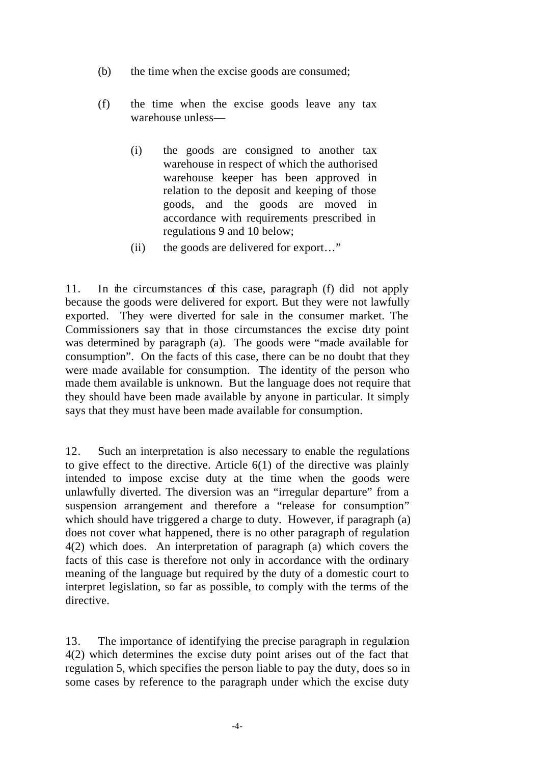(b) the time when the excise goods are consumed;

(f) the time when the excise goods leave any tax warehouse unless—

  (i) the goods are consigned to another tax warehouse in respect of which the authorised warehouse keeper has been approved in relation to the deposit and keeping of those goods, and the goods are moved in accordance with requirements prescribed in regulations 9 and 10 below;

  (ii) the goods are delivered for export…"

11. In the circumstances of this case, paragraph (f) did not apply because the goods were delivered for export. But they were not lawfully exported. They were diverted for sale in the consumer market. The Commissioners say that in those circumstances the excise duty point was determined by paragraph (a). The goods were "made available for consumption". On the facts of this case, there can be no doubt that they were made available for consumption. The identity of the person who made them available is unknown. But the language does not require that they should have been made available by anyone in particular. It simply says that they must have been made available for consumption.

12. Such an interpretation is also necessary to enable the regulations to give effect to the directive. Article 6(1) of the directive was plainly intended to impose excise duty at the time when the goods were unlawfully diverted. The diversion was an "irregular departure" from a suspension arrangement and therefore a "release for consumption" which should have triggered a charge to duty. However, if paragraph (a) does not cover what happened, there is no other paragraph of regulation 4(2) which does. An interpretation of paragraph (a) which covers the facts of this case is therefore not only in accordance with the ordinary meaning of the language but required by the duty of a domestic court to interpret legislation, so far as possible, to comply with the terms of the directive.

13. The importance of identifying the precise paragraph in regulation 4(2) which determines the excise duty point arises out of the fact that regulation 5, which specifies the person liable to pay the duty, does so in some cases by reference to the paragraph under which the excise duty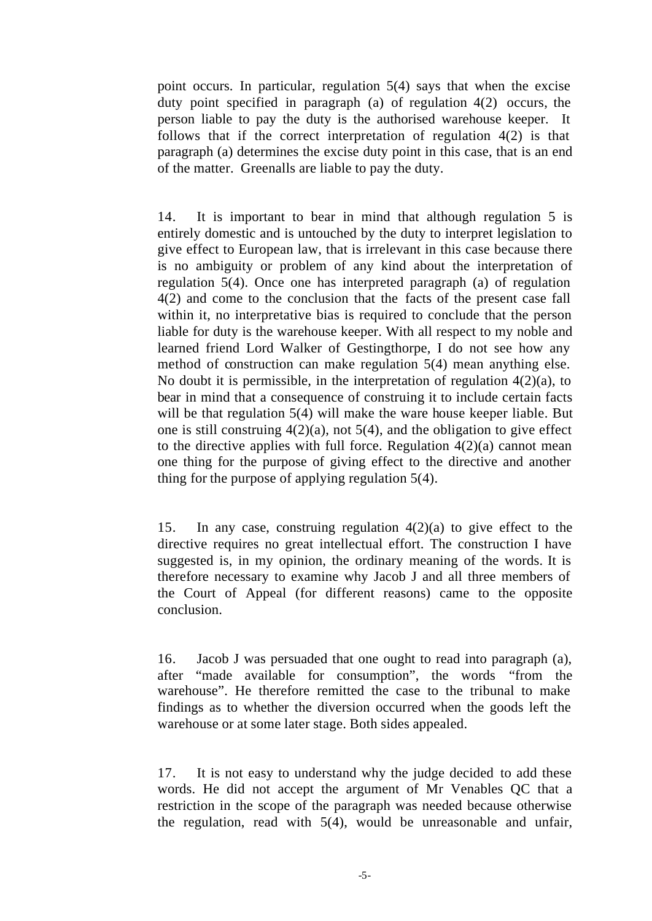point occurs. In particular, regulation 5(4) says that when the excise duty point specified in paragraph (a) of regulation 4(2) occurs, the person liable to pay the duty is the authorised warehouse keeper. It follows that if the correct interpretation of regulation 4(2) is that paragraph (a) determines the excise duty point in this case, that is an end of the matter. Greenalls are liable to pay the duty.

14. It is important to bear in mind that although regulation 5 is entirely domestic and is untouched by the duty to interpret legislation to give effect to European law, that is irrelevant in this case because there is no ambiguity or problem of any kind about the interpretation of regulation 5(4). Once one has interpreted paragraph (a) of regulation 4(2) and come to the conclusion that the facts of the present case fall within it, no interpretative bias is required to conclude that the person liable for duty is the warehouse keeper. With all respect to my noble and learned friend Lord Walker of Gestingthorpe, I do not see how any method of construction can make regulation 5(4) mean anything else. No doubt it is permissible, in the interpretation of regulation 4(2)(a), to bear in mind that a consequence of construing it to include certain facts will be that regulation 5(4) will make the ware house keeper liable. But one is still construing 4(2)(a), not 5(4), and the obligation to give effect to the directive applies with full force. Regulation 4(2)(a) cannot mean one thing for the purpose of giving effect to the directive and another thing for the purpose of applying regulation 5(4).

15. In any case, construing regulation 4(2)(a) to give effect to the directive requires no great intellectual effort. The construction I have suggested is, in my opinion, the ordinary meaning of the words. It is therefore necessary to examine why Jacob J and all three members of the Court of Appeal (for different reasons) came to the opposite conclusion.

16. Jacob J was persuaded that one ought to read into paragraph (a), after "made available for consumption", the words "from the warehouse". He therefore remitted the case to the tribunal to make findings as to whether the diversion occurred when the goods left the warehouse or at some later stage. Both sides appealed.

17. It is not easy to understand why the judge decided to add these words. He did not accept the argument of Mr Venables QC that a restriction in the scope of the paragraph was needed because otherwise the regulation, read with 5(4), would be unreasonable and unfair,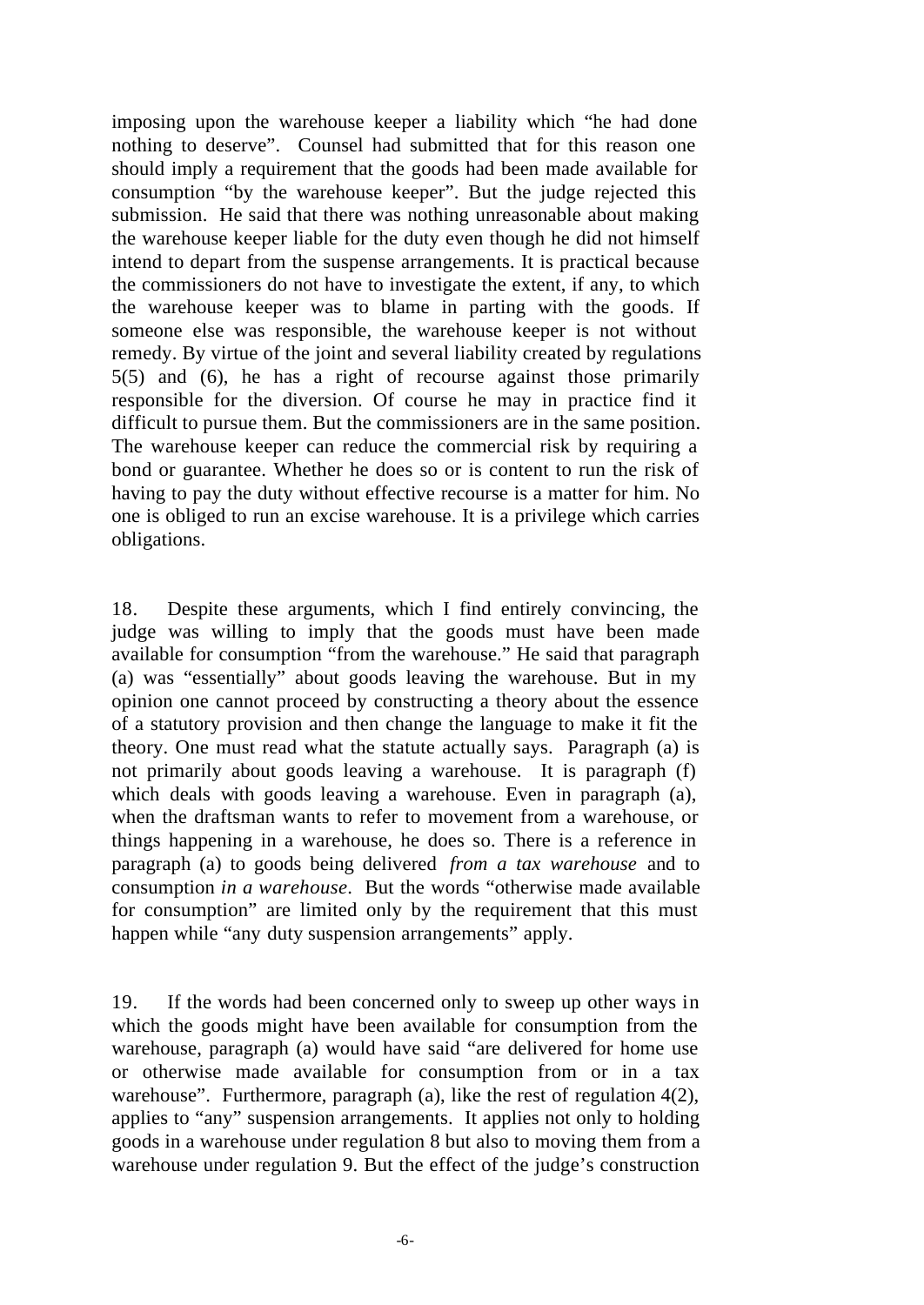imposing upon the warehouse keeper a liability which "he had done nothing to deserve". Counsel had submitted that for this reason one should imply a requirement that the goods had been made available for consumption "by the warehouse keeper". But the judge rejected this submission. He said that there was nothing unreasonable about making the warehouse keeper liable for the duty even though he did not himself intend to depart from the suspense arrangements. It is practical because the commissioners do not have to investigate the extent, if any, to which the warehouse keeper was to blame in parting with the goods. If someone else was responsible, the warehouse keeper is not without remedy. By virtue of the joint and several liability created by regulations 5(5) and (6), he has a right of recourse against those primarily responsible for the diversion. Of course he may in practice find it difficult to pursue them. But the commissioners are in the same position. The warehouse keeper can reduce the commercial risk by requiring a bond or guarantee. Whether he does so or is content to run the risk of having to pay the duty without effective recourse is a matter for him. No one is obliged to run an excise warehouse. It is a privilege which carries obligations.

18. Despite these arguments, which I find entirely convincing, the judge was willing to imply that the goods must have been made available for consumption "from the warehouse." He said that paragraph (a) was "essentially" about goods leaving the warehouse. But in my opinion one cannot proceed by constructing a theory about the essence of a statutory provision and then change the language to make it fit the theory. One must read what the statute actually says. Paragraph (a) is not primarily about goods leaving a warehouse. It is paragraph (f) which deals with goods leaving a warehouse. Even in paragraph (a), when the draftsman wants to refer to movement from a warehouse, or things happening in a warehouse, he does so. There is a reference in paragraph (a) to goods being delivered *from a tax warehouse* and to consumption *in a warehouse*. But the words "otherwise made available for consumption" are limited only by the requirement that this must happen while "any duty suspension arrangements" apply.

19. If the words had been concerned only to sweep up other ways in which the goods might have been available for consumption from the warehouse, paragraph (a) would have said "are delivered for home use or otherwise made available for consumption from or in a tax warehouse". Furthermore, paragraph (a), like the rest of regulation 4(2), applies to "any" suspension arrangements. It applies not only to holding goods in a warehouse under regulation 8 but also to moving them from a warehouse under regulation 9. But the effect of the judge's construction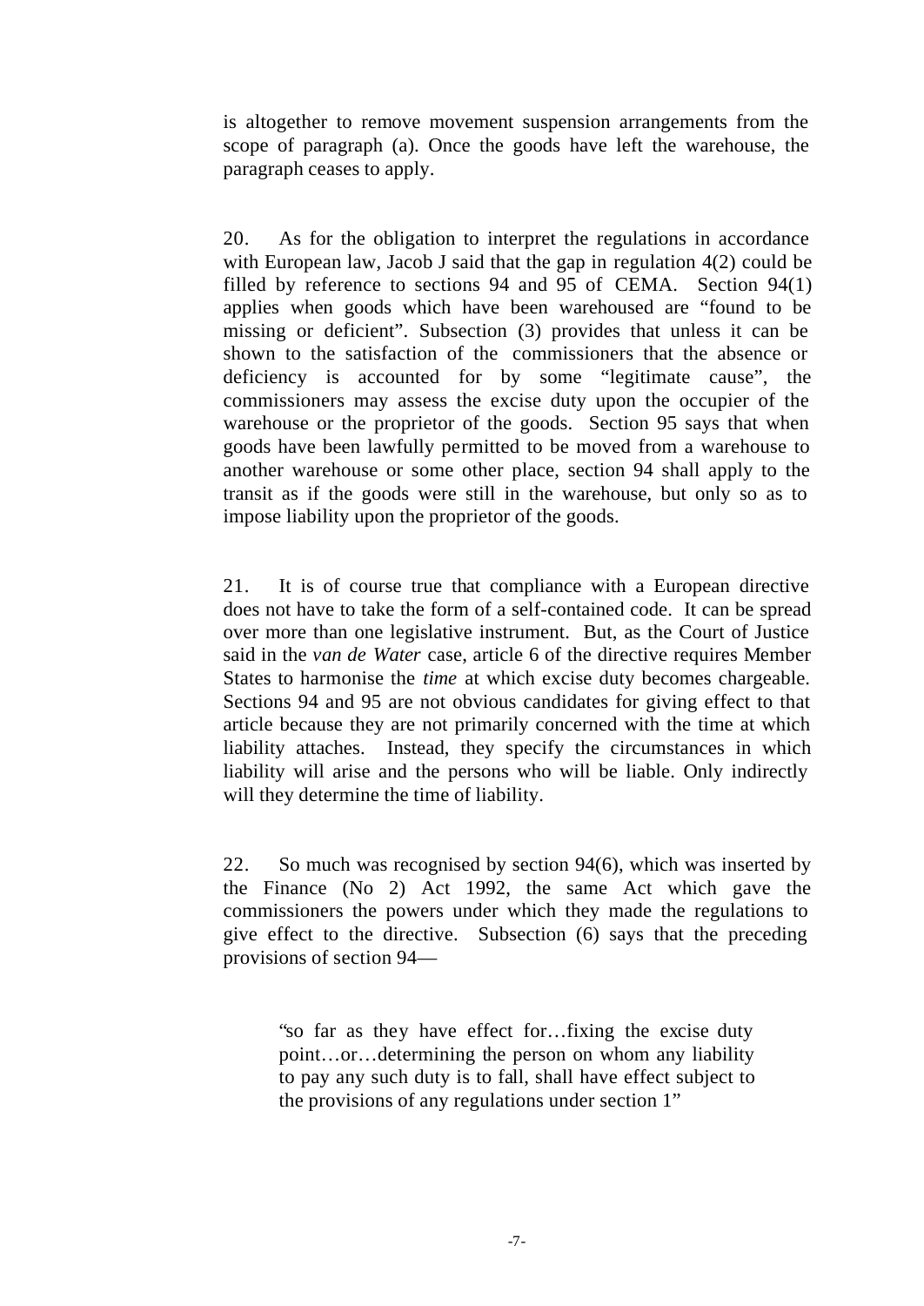is altogether to remove movement suspension arrangements from the scope of paragraph (a). Once the goods have left the warehouse, the paragraph ceases to apply.

20. As for the obligation to interpret the regulations in accordance with European law, Jacob J said that the gap in regulation 4(2) could be filled by reference to sections 94 and 95 of CEMA. Section 94(1) applies when goods which have been warehoused are "found to be missing or deficient". Subsection (3) provides that unless it can be shown to the satisfaction of the commissioners that the absence or deficiency is accounted for by some "legitimate cause", the commissioners may assess the excise duty upon the occupier of the warehouse or the proprietor of the goods. Section 95 says that when goods have been lawfully permitted to be moved from a warehouse to another warehouse or some other place, section 94 shall apply to the transit as if the goods were still in the warehouse, but only so as to impose liability upon the proprietor of the goods.

21. It is of course true that compliance with a European directive does not have to take the form of a self-contained code. It can be spread over more than one legislative instrument. But, as the Court of Justice said in the *van de Water* case, article 6 of the directive requires Member States to harmonise the *time* at which excise duty becomes chargeable. Sections 94 and 95 are not obvious candidates for giving effect to that article because they are not primarily concerned with the time at which liability attaches. Instead, they specify the circumstances in which liability will arise and the persons who will be liable. Only indirectly will they determine the time of liability.

22. So much was recognised by section 94(6), which was inserted by the Finance (No 2) Act 1992, the same Act which gave the commissioners the powers under which they made the regulations to give effect to the directive. Subsection (6) says that the preceding provisions of section 94—

> "so far as they have effect for…fixing the excise duty point…or…determining the person on whom any liability to pay any such duty is to fall, shall have effect subject to the provisions of any regulations under section 1"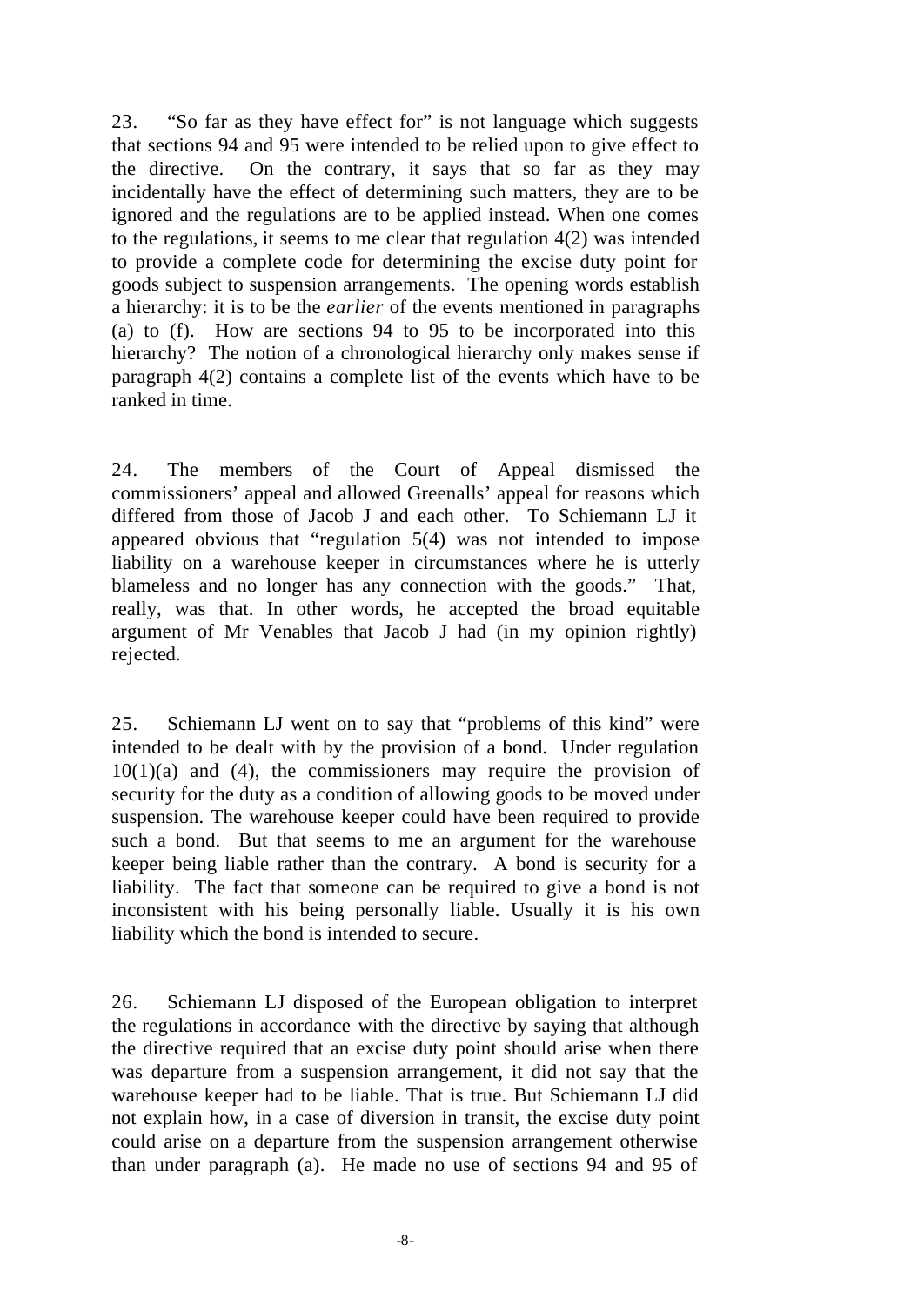23. "So far as they have effect for" is not language which suggests that sections 94 and 95 were intended to be relied upon to give effect to the directive. On the contrary, it says that so far as they may incidentally have the effect of determining such matters, they are to be ignored and the regulations are to be applied instead. When one comes to the regulations, it seems to me clear that regulation 4(2) was intended to provide a complete code for determining the excise duty point for goods subject to suspension arrangements. The opening words establish a hierarchy: it is to be the *earlier* of the events mentioned in paragraphs (a) to (f). How are sections 94 to 95 to be incorporated into this hierarchy? The notion of a chronological hierarchy only makes sense if paragraph 4(2) contains a complete list of the events which have to be ranked in time.

24. The members of the Court of Appeal dismissed the commissioners' appeal and allowed Greenalls' appeal for reasons which differed from those of Jacob J and each other. To Schiemann LJ it appeared obvious that "regulation 5(4) was not intended to impose liability on a warehouse keeper in circumstances where he is utterly blameless and no longer has any connection with the goods." That, really, was that. In other words, he accepted the broad equitable argument of Mr Venables that Jacob J had (in my opinion rightly) rejected.

25. Schiemann LJ went on to say that "problems of this kind" were intended to be dealt with by the provision of a bond. Under regulation 10(1)(a) and (4), the commissioners may require the provision of security for the duty as a condition of allowing goods to be moved under suspension. The warehouse keeper could have been required to provide such a bond. But that seems to me an argument for the warehouse keeper being liable rather than the contrary. A bond is security for a liability. The fact that someone can be required to give a bond is not inconsistent with his being personally liable. Usually it is his own liability which the bond is intended to secure.

26. Schiemann LJ disposed of the European obligation to interpret the regulations in accordance with the directive by saying that although the directive required that an excise duty point should arise when there was departure from a suspension arrangement, it did not say that the warehouse keeper had to be liable. That is true. But Schiemann LJ did not explain how, in a case of diversion in transit, the excise duty point could arise on a departure from the suspension arrangement otherwise than under paragraph (a). He made no use of sections 94 and 95 of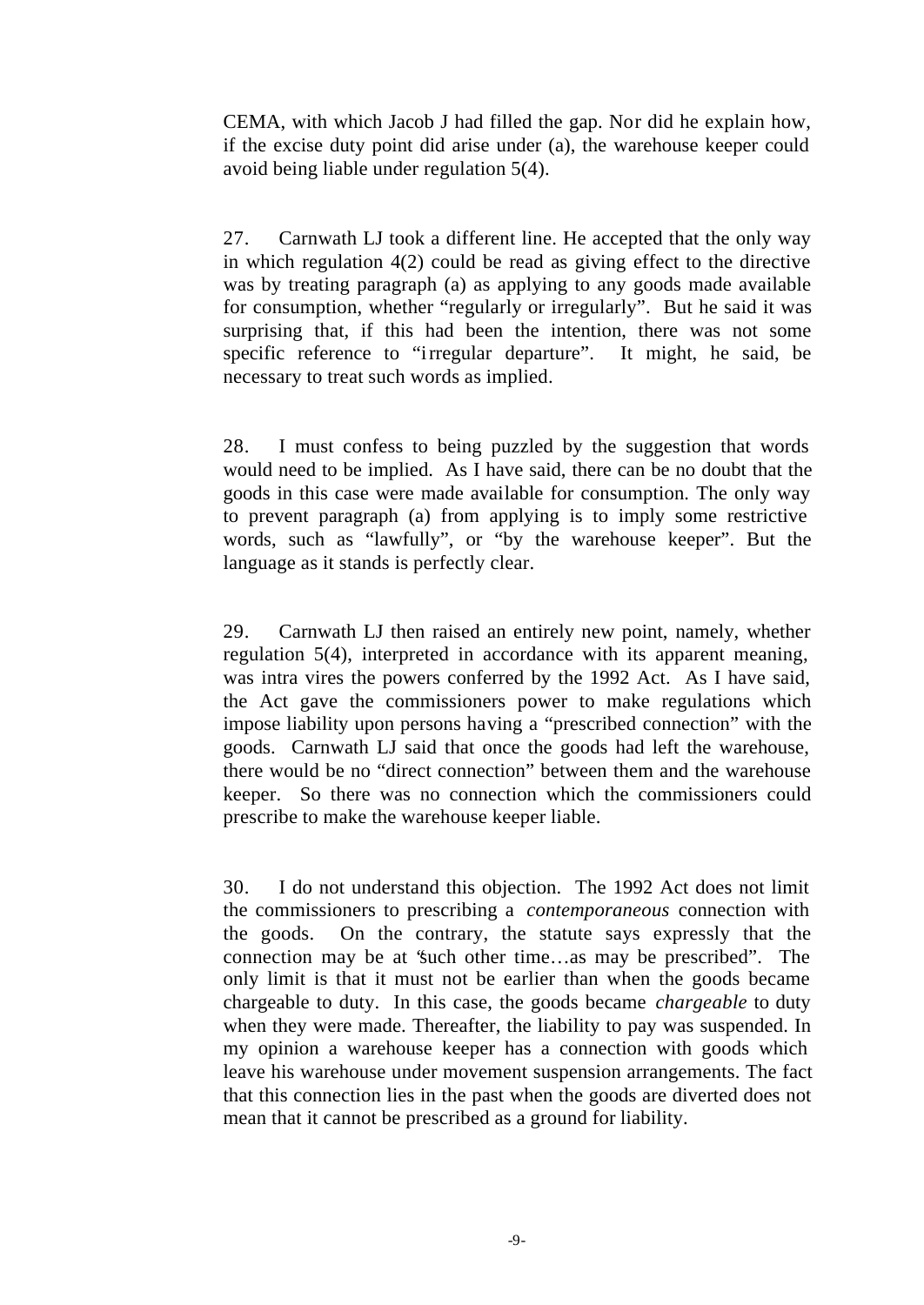CEMA, with which Jacob J had filled the gap. Nor did he explain how, if the excise duty point did arise under (a), the warehouse keeper could avoid being liable under regulation 5(4).

27. Carnwath LJ took a different line. He accepted that the only way in which regulation 4(2) could be read as giving effect to the directive was by treating paragraph (a) as applying to any goods made available for consumption, whether "regularly or irregularly". But he said it was surprising that, if this had been the intention, there was not some specific reference to "irregular departure". It might, he said, be necessary to treat such words as implied.

28. I must confess to being puzzled by the suggestion that words would need to be implied. As I have said, there can be no doubt that the goods in this case were made available for consumption. The only way to prevent paragraph (a) from applying is to imply some restrictive words, such as "lawfully", or "by the warehouse keeper". But the language as it stands is perfectly clear.

29. Carnwath LJ then raised an entirely new point, namely, whether regulation 5(4), interpreted in accordance with its apparent meaning, was intra vires the powers conferred by the 1992 Act. As I have said, the Act gave the commissioners power to make regulations which impose liability upon persons having a "prescribed connection" with the goods. Carnwath LJ said that once the goods had left the warehouse, there would be no "direct connection" between them and the warehouse keeper. So there was no connection which the commissioners could prescribe to make the warehouse keeper liable.

30. I do not understand this objection. The 1992 Act does not limit the commissioners to prescribing a *contemporaneous* connection with the goods. On the contrary, the statute says expressly that the connection may be at "such other time…as may be prescribed". The only limit is that it must not be earlier than when the goods became chargeable to duty. In this case, the goods became *chargeable* to duty when they were made. Thereafter, the liability to pay was suspended. In my opinion a warehouse keeper has a connection with goods which leave his warehouse under movement suspension arrangements. The fact that this connection lies in the past when the goods are diverted does not mean that it cannot be prescribed as a ground for liability.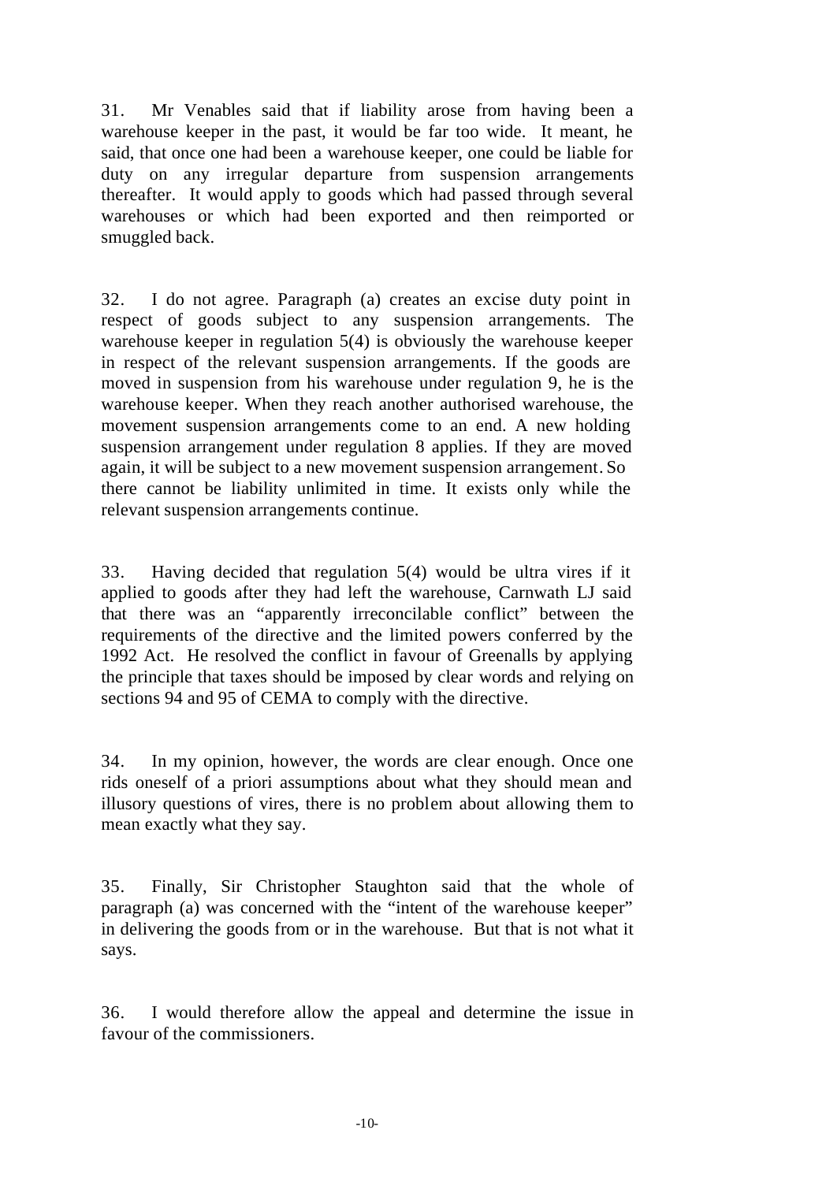31. Mr Venables said that if liability arose from having been a warehouse keeper in the past, it would be far too wide. It meant, he said, that once one had been a warehouse keeper, one could be liable for duty on any irregular departure from suspension arrangements thereafter. It would apply to goods which had passed through several warehouses or which had been exported and then reimported or smuggled back.

32. I do not agree. Paragraph (a) creates an excise duty point in respect of goods subject to any suspension arrangements. The warehouse keeper in regulation 5(4) is obviously the warehouse keeper in respect of the relevant suspension arrangements. If the goods are moved in suspension from his warehouse under regulation 9, he is the warehouse keeper. When they reach another authorised warehouse, the movement suspension arrangements come to an end. A new holding suspension arrangement under regulation 8 applies. If they are moved again, it will be subject to a new movement suspension arrangement. So there cannot be liability unlimited in time. It exists only while the relevant suspension arrangements continue.

33. Having decided that regulation 5(4) would be ultra vires if it applied to goods after they had left the warehouse, Carnwath LJ said that there was an "apparently irreconcilable conflict" between the requirements of the directive and the limited powers conferred by the 1992 Act. He resolved the conflict in favour of Greenalls by applying the principle that taxes should be imposed by clear words and relying on sections 94 and 95 of CEMA to comply with the directive.

34. In my opinion, however, the words are clear enough. Once one rids oneself of a priori assumptions about what they should mean and illusory questions of vires, there is no problem about allowing them to mean exactly what they say.

35. Finally, Sir Christopher Staughton said that the whole of paragraph (a) was concerned with the "intent of the warehouse keeper" in delivering the goods from or in the warehouse. But that is not what it says.

36. I would therefore allow the appeal and determine the issue in favour of the commissioners.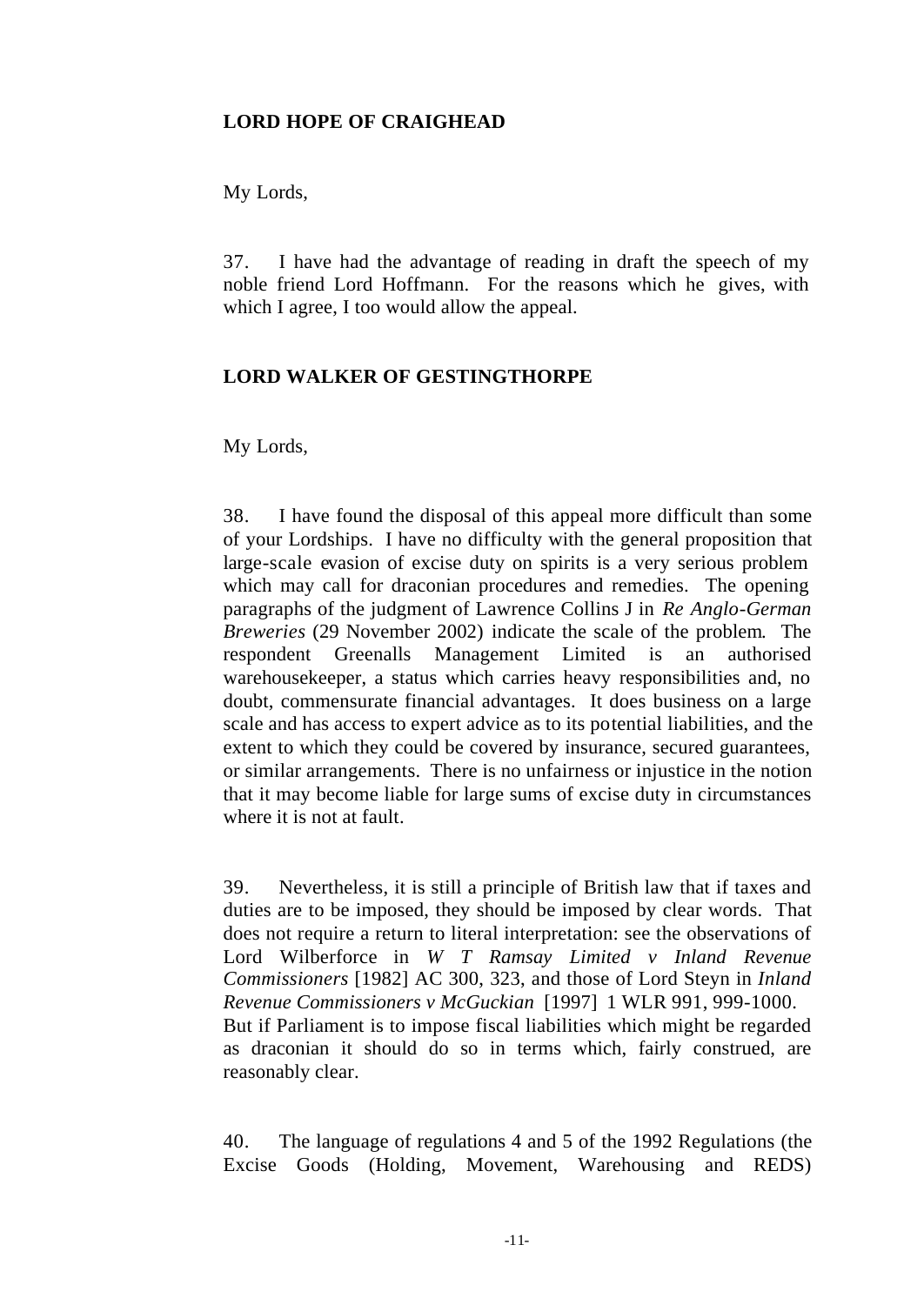**LORD HOPE OF CRAIGHEAD**

My Lords,

37. I have had the advantage of reading in draft the speech of my noble friend Lord Hoffmann. For the reasons which he gives, with which I agree, I too would allow the appeal.

**LORD WALKER OF GESTINGTHORPE**

My Lords,

38. I have found the disposal of this appeal more difficult than some of your Lordships. I have no difficulty with the general proposition that large-scale evasion of excise duty on spirits is a very serious problem which may call for draconian procedures and remedies. The opening paragraphs of the judgment of Lawrence Collins J in *Re Anglo-German Breweries* (29 November 2002) indicate the scale of the problem. The respondent Greenalls Management Limited is an authorised warehousekeeper, a status which carries heavy responsibilities and, no doubt, commensurate financial advantages. It does business on a large scale and has access to expert advice as to its potential liabilities, and the extent to which they could be covered by insurance, secured guarantees, or similar arrangements. There is no unfairness or injustice in the notion that it may become liable for large sums of excise duty in circumstances where it is not at fault.

39. Nevertheless, it is still a principle of British law that if taxes and duties are to be imposed, they should be imposed by clear words. That does not require a return to literal interpretation: see the observations of Lord Wilberforce in *W T Ramsay Limited v Inland Revenue Commissioners* [1982] AC 300, 323, and those of Lord Steyn in *Inland Revenue Commissioners v McGuckian* [1997] 1 WLR 991, 999-1000. But if Parliament is to impose fiscal liabilities which might be regarded as draconian it should do so in terms which, fairly construed, are reasonably clear.

40. The language of regulations 4 and 5 of the 1992 Regulations (the Excise Goods (Holding, Movement, Warehousing and REDS)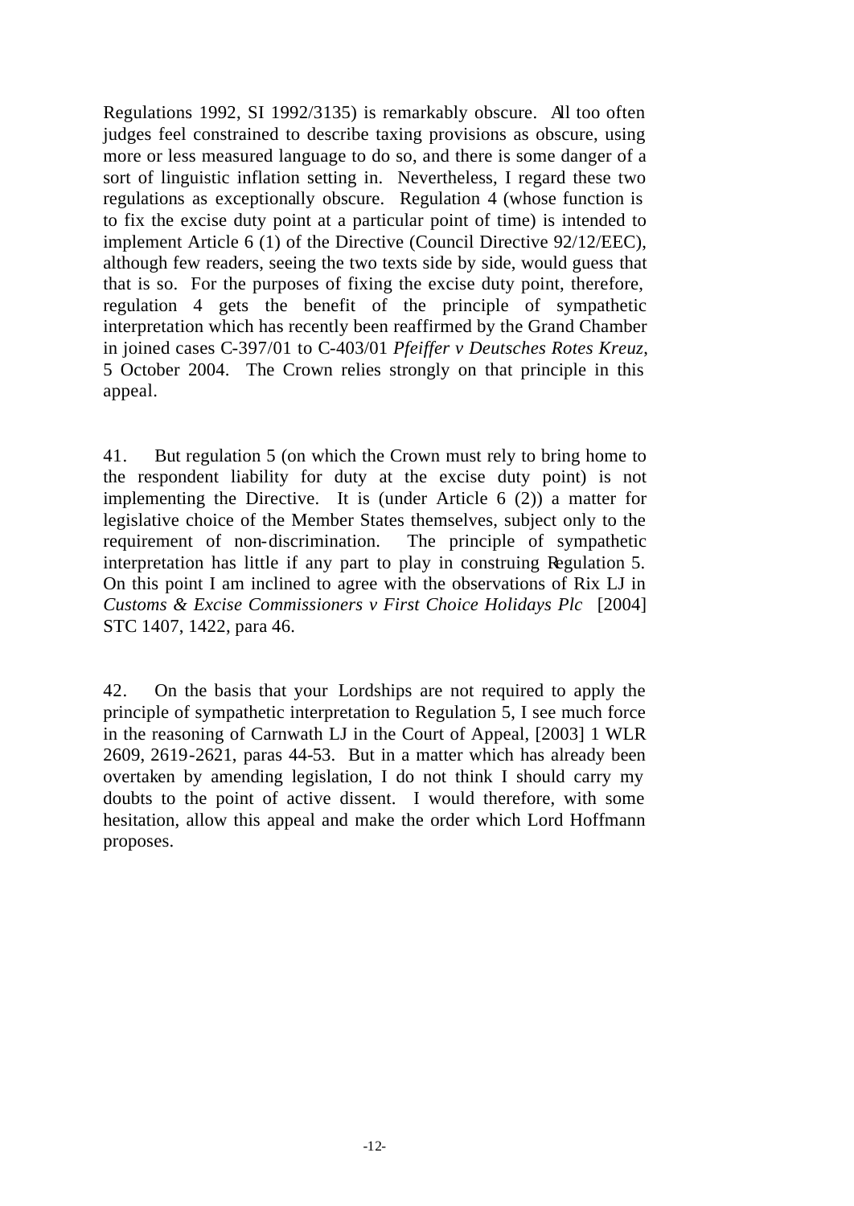Regulations 1992, SI 1992/3135) is remarkably obscure. All too often judges feel constrained to describe taxing provisions as obscure, using more or less measured language to do so, and there is some danger of a sort of linguistic inflation setting in. Nevertheless, I regard these two regulations as exceptionally obscure. Regulation 4 (whose function is to fix the excise duty point at a particular point of time) is intended to implement Article 6 (1) of the Directive (Council Directive 92/12/EEC), although few readers, seeing the two texts side by side, would guess that that is so. For the purposes of fixing the excise duty point, therefore, regulation 4 gets the benefit of the principle of sympathetic interpretation which has recently been reaffirmed by the Grand Chamber in joined cases C-397/01 to C-403/01 *Pfeiffer v Deutsches Rotes Kreuz*, 5 October 2004. The Crown relies strongly on that principle in this appeal.

41. But regulation 5 (on which the Crown must rely to bring home to the respondent liability for duty at the excise duty point) is not implementing the Directive. It is (under Article 6 (2)) a matter for legislative choice of the Member States themselves, subject only to the requirement of non-discrimination. The principle of sympathetic interpretation has little if any part to play in construing Regulation 5. On this point I am inclined to agree with the observations of Rix LJ in *Customs & Excise Commissioners v First Choice Holidays Plc* [2004] STC 1407, 1422, para 46.

42. On the basis that your Lordships are not required to apply the principle of sympathetic interpretation to Regulation 5, I see much force in the reasoning of Carnwath LJ in the Court of Appeal, [2003] 1 WLR 2609, 2619-2621, paras 44-53. But in a matter which has already been overtaken by amending legislation, I do not think I should carry my doubts to the point of active dissent. I would therefore, with some hesitation, allow this appeal and make the order which Lord Hoffmann proposes.